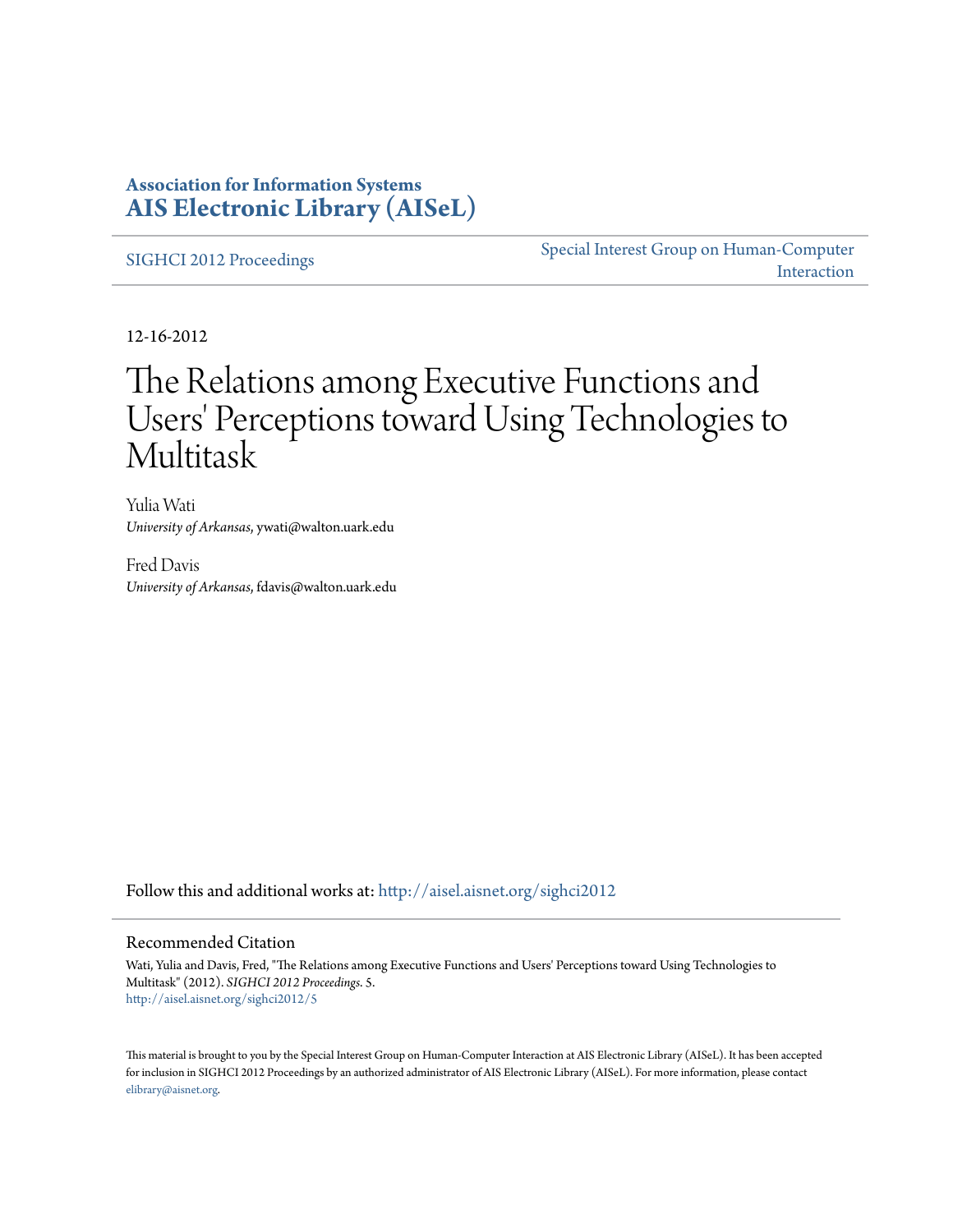**Association for Information Systems**
**AIS Electronic Library (AISeL)**

SIGHCI 2012 Proceedings

Special Interest Group on Human-Computer Interaction

12-16-2012

# The Relations among Executive Functions and Users' Perceptions toward Using Technologies to Multitask

Yulia Wati
*University of Arkansas*, ywati@walton.uark.edu

Fred Davis
*University of Arkansas*, fdavis@walton.uark.edu

Follow this and additional works at: http://aisel.aisnet.org/sighci2012

## Recommended Citation

Wati, Yulia and Davis, Fred, "The Relations among Executive Functions and Users' Perceptions toward Using Technologies to Multitask" (2012). *SIGHCI 2012 Proceedings*. 5.
http://aisel.aisnet.org/sighci2012/5

This material is brought to you by the Special Interest Group on Human-Computer Interaction at AIS Electronic Library (AISeL). It has been accepted for inclusion in SIGHCI 2012 Proceedings by an authorized administrator of AIS Electronic Library (AISeL). For more information, please contact elibrary@aisnet.org.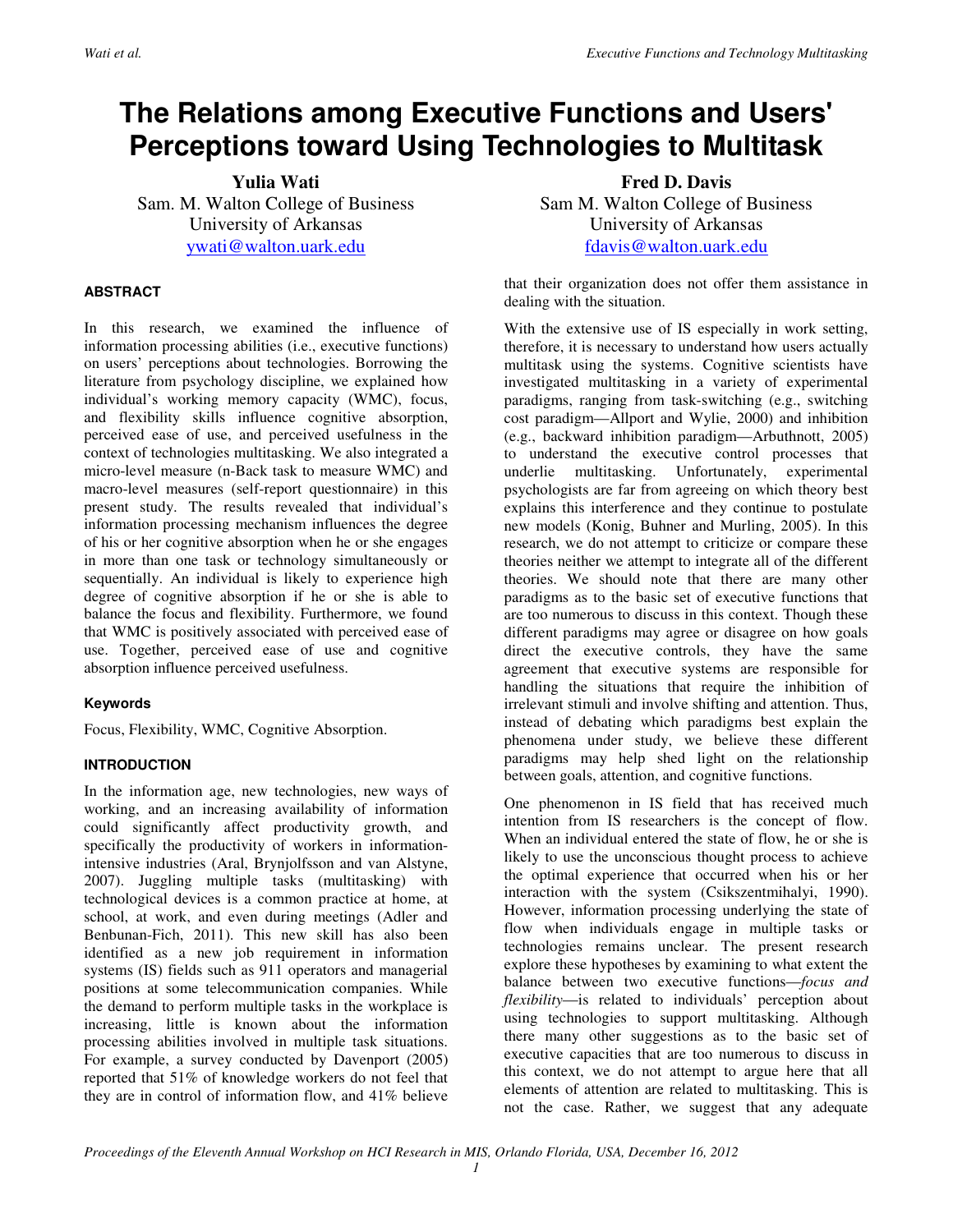# The Relations among Executive Functions and Users' Perceptions toward Using Technologies to Multitask

**Yulia Wati**
Sam. M. Walton College of Business
University of Arkansas
ywati@walton.uark.edu

**Fred D. Davis**
Sam M. Walton College of Business
University of Arkansas
fdavis@walton.uark.edu

### ABSTRACT

In this research, we examined the influence of information processing abilities (i.e., executive functions) on users' perceptions about technologies. Borrowing the literature from psychology discipline, we explained how individual's working memory capacity (WMC), focus, and flexibility skills influence cognitive absorption, perceived ease of use, and perceived usefulness in the context of technologies multitasking. We also integrated a micro-level measure (n-Back task to measure WMC) and macro-level measures (self-report questionnaire) in this present study. The results revealed that individual's information processing mechanism influences the degree of his or her cognitive absorption when he or she engages in more than one task or technology simultaneously or sequentially. An individual is likely to experience high degree of cognitive absorption if he or she is able to balance the focus and flexibility. Furthermore, we found that WMC is positively associated with perceived ease of use. Together, perceived ease of use and cognitive absorption influence perceived usefulness.

### Keywords

Focus, Flexibility, WMC, Cognitive Absorption.

### INTRODUCTION

In the information age, new technologies, new ways of working, and an increasing availability of information could significantly affect productivity growth, and specifically the productivity of workers in information-intensive industries (Aral, Brynjolfsson and van Alstyne, 2007). Juggling multiple tasks (multitasking) with technological devices is a common practice at home, at school, at work, and even during meetings (Adler and Benbunan-Fich, 2011). This new skill has also been identified as a new job requirement in information systems (IS) fields such as 911 operators and managerial positions at some telecommunication companies. While the demand to perform multiple tasks in the workplace is increasing, little is known about the information processing abilities involved in multiple task situations. For example, a survey conducted by Davenport (2005) reported that 51% of knowledge workers do not feel that they are in control of information flow, and 41% believe that their organization does not offer them assistance in dealing with the situation.

With the extensive use of IS especially in work setting, therefore, it is necessary to understand how users actually multitask using the systems. Cognitive scientists have investigated multitasking in a variety of experimental paradigms, ranging from task-switching (e.g., switching cost paradigm—Allport and Wylie, 2000) and inhibition (e.g., backward inhibition paradigm—Arbuthnott, 2005) to understand the executive control processes that underlie multitasking. Unfortunately, experimental psychologists are far from agreeing on which theory best explains this interference and they continue to postulate new models (Konig, Buhner and Murling, 2005). In this research, we do not attempt to criticize or compare these theories neither we attempt to integrate all of the different theories. We should note that there are many other paradigms as to the basic set of executive functions that are too numerous to discuss in this context. Though these different paradigms may agree or disagree on how goals direct the executive controls, they have the same agreement that executive systems are responsible for handling the situations that require the inhibition of irrelevant stimuli and involve shifting and attention. Thus, instead of debating which paradigms best explain the phenomena under study, we believe these different paradigms may help shed light on the relationship between goals, attention, and cognitive functions.

One phenomenon in IS field that has received much intention from IS researchers is the concept of flow. When an individual entered the state of flow, he or she is likely to use the unconscious thought process to achieve the optimal experience that occurred when his or her interaction with the system (Csikszentmihalyi, 1990). However, information processing underlying the state of flow when individuals engage in multiple tasks or technologies remains unclear. The present research explore these hypotheses by examining to what extent the balance between two executive functions—*focus and flexibility*—is related to individuals' perception about using technologies to support multitasking. Although there many other suggestions as to the basic set of executive capacities that are too numerous to discuss in this context, we do not attempt to argue here that all elements of attention are related to multitasking. This is not the case. Rather, we suggest that any adequate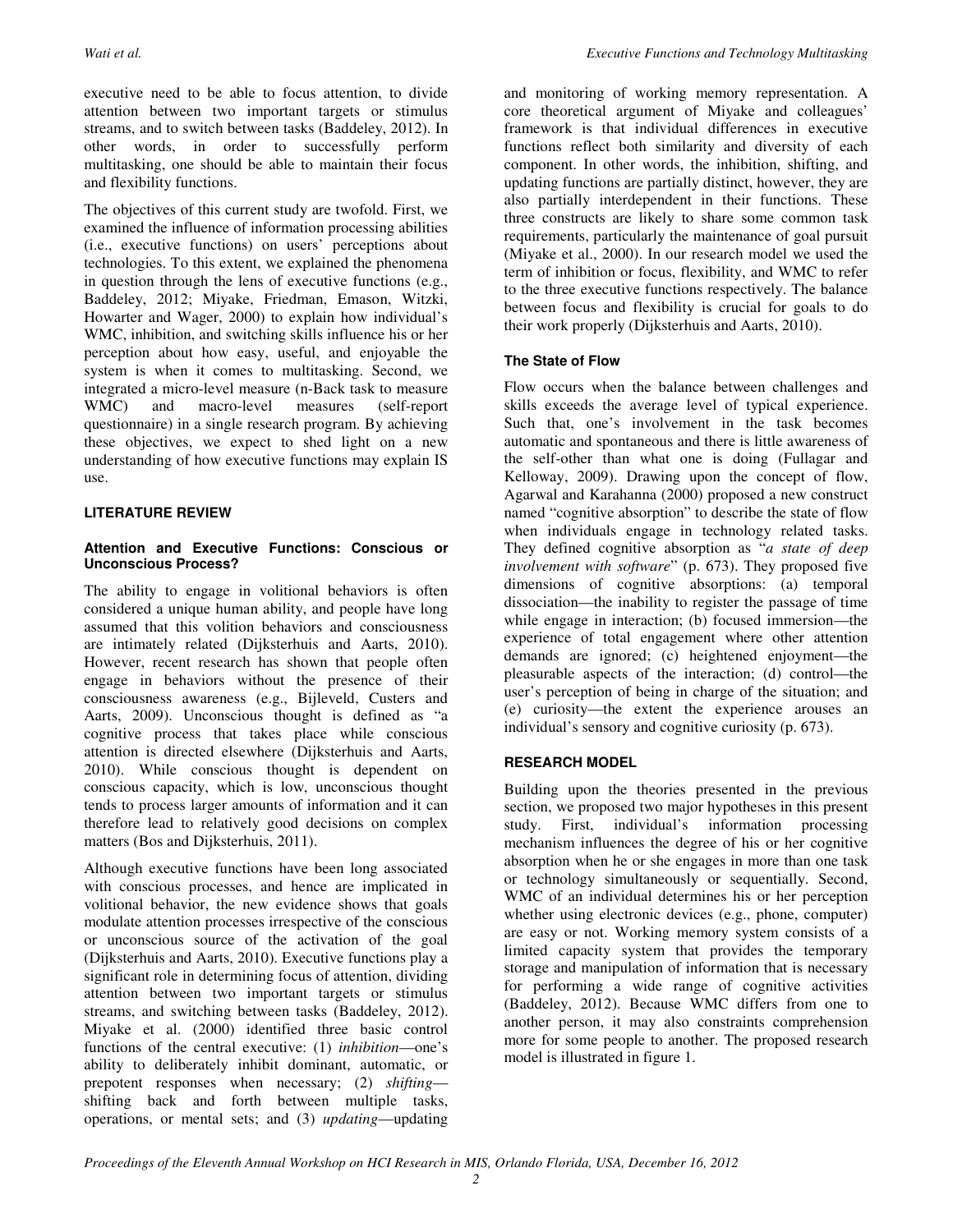executive need to be able to focus attention, to divide attention between two important targets or stimulus streams, and to switch between tasks (Baddeley, 2012). In other words, in order to successfully perform multitasking, one should be able to maintain their focus and flexibility functions.

The objectives of this current study are twofold. First, we examined the influence of information processing abilities (i.e., executive functions) on users' perceptions about technologies. To this extent, we explained the phenomena in question through the lens of executive functions (e.g., Baddeley, 2012; Miyake, Friedman, Emason, Witzki, Howarter and Wager, 2000) to explain how individual's WMC, inhibition, and switching skills influence his or her perception about how easy, useful, and enjoyable the system is when it comes to multitasking. Second, we integrated a micro-level measure (n-Back task to measure WMC) and macro-level measures (self-report questionnaire) in a single research program. By achieving these objectives, we expect to shed light on a new understanding of how executive functions may explain IS use.

## LITERATURE REVIEW

### Attention and Executive Functions: Conscious or Unconscious Process?

The ability to engage in volitional behaviors is often considered a unique human ability, and people have long assumed that this volition behaviors and consciousness are intimately related (Dijksterhuis and Aarts, 2010). However, recent research has shown that people often engage in behaviors without the presence of their consciousness awareness (e.g., Bijleveld, Custers and Aarts, 2009). Unconscious thought is defined as "a cognitive process that takes place while conscious attention is directed elsewhere (Dijksterhuis and Aarts, 2010). While conscious thought is dependent on conscious capacity, which is low, unconscious thought tends to process larger amounts of information and it can therefore lead to relatively good decisions on complex matters (Bos and Dijksterhuis, 2011).

Although executive functions have been long associated with conscious processes, and hence are implicated in volitional behavior, the new evidence shows that goals modulate attention processes irrespective of the conscious or unconscious source of the activation of the goal (Dijksterhuis and Aarts, 2010). Executive functions play a significant role in determining focus of attention, dividing attention between two important targets or stimulus streams, and switching between tasks (Baddeley, 2012). Miyake et al. (2000) identified three basic control functions of the central executive: (1) *inhibition*—one's ability to deliberately inhibit dominant, automatic, or prepotent responses when necessary; (2) *shifting*—shifting back and forth between multiple tasks, operations, or mental sets; and (3) *updating*—updating and monitoring of working memory representation. A core theoretical argument of Miyake and colleagues' framework is that individual differences in executive functions reflect both similarity and diversity of each component. In other words, the inhibition, shifting, and updating functions are partially distinct, however, they are also partially interdependent in their functions. These three constructs are likely to share some common task requirements, particularly the maintenance of goal pursuit (Miyake et al., 2000). In our research model we used the term of inhibition or focus, flexibility, and WMC to refer to the three executive functions respectively. The balance between focus and flexibility is crucial for goals to do their work properly (Dijksterhuis and Aarts, 2010).

### The State of Flow

Flow occurs when the balance between challenges and skills exceeds the average level of typical experience. Such that, one's involvement in the task becomes automatic and spontaneous and there is little awareness of the self-other than what one is doing (Fullagar and Kelloway, 2009). Drawing upon the concept of flow, Agarwal and Karahanna (2000) proposed a new construct named "cognitive absorption" to describe the state of flow when individuals engage in technology related tasks. They defined cognitive absorption as "*a state of deep involvement with software*" (p. 673). They proposed five dimensions of cognitive absorptions: (a) temporal dissociation—the inability to register the passage of time while engage in interaction; (b) focused immersion—the experience of total engagement where other attention demands are ignored; (c) heightened enjoyment—the pleasurable aspects of the interaction; (d) control—the user's perception of being in charge of the situation; and (e) curiosity—the extent the experience arouses an individual's sensory and cognitive curiosity (p. 673).

## RESEARCH MODEL

Building upon the theories presented in the previous section, we proposed two major hypotheses in this present study. First, individual's information processing mechanism influences the degree of his or her cognitive absorption when he or she engages in more than one task or technology simultaneously or sequentially. Second, WMC of an individual determines his or her perception whether using electronic devices (e.g., phone, computer) are easy or not. Working memory system consists of a limited capacity system that provides the temporary storage and manipulation of information that is necessary for performing a wide range of cognitive activities (Baddeley, 2012). Because WMC differs from one to another person, it may also constraints comprehension more for some people to another. The proposed research model is illustrated in figure 1.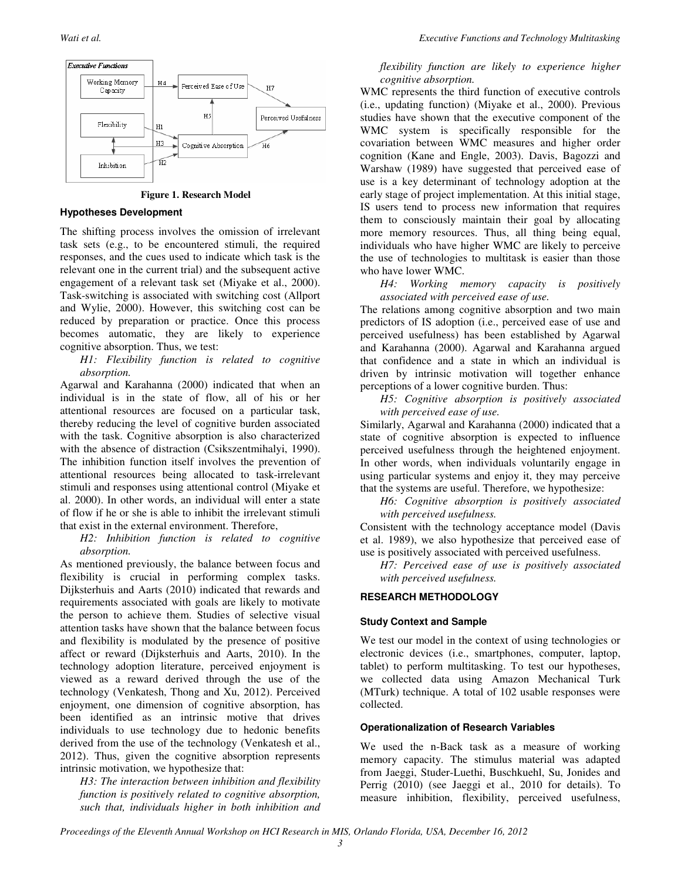**Figure 1. Research Model**

### Hypotheses Development

The shifting process involves the omission of irrelevant task sets (e.g., to be encountered stimuli, the required responses, and the cues used to indicate which task is the relevant one in the current trial) and the subsequent active engagement of a relevant task set (Miyake et al., 2000). Task-switching is associated with switching cost (Allport and Wylie, 2000). However, this switching cost can be reduced by preparation or practice. Once this process becomes automatic, they are likely to experience cognitive absorption. Thus, we test:

*H1: Flexibility function is related to cognitive absorption.*

Agarwal and Karahanna (2000) indicated that when an individual is in the state of flow, all of his or her attentional resources are focused on a particular task, thereby reducing the level of cognitive burden associated with the task. Cognitive absorption is also characterized with the absence of distraction (Csikszentmihalyi, 1990). The inhibition function itself involves the prevention of attentional resources being allocated to task-irrelevant stimuli and responses using attentional control (Miyake et al. 2000). In other words, an individual will enter a state of flow if he or she is able to inhibit the irrelevant stimuli that exist in the external environment. Therefore,

*H2: Inhibition function is related to cognitive absorption.*

As mentioned previously, the balance between focus and flexibility is crucial in performing complex tasks. Dijksterhuis and Aarts (2010) indicated that rewards and requirements associated with goals are likely to motivate the person to achieve them. Studies of selective visual attention tasks have shown that the balance between focus and flexibility is modulated by the presence of positive affect or reward (Dijksterhuis and Aarts, 2010). In the technology adoption literature, perceived enjoyment is viewed as a reward derived through the use of the technology (Venkatesh, Thong and Xu, 2012). Perceived enjoyment, one dimension of cognitive absorption, has been identified as an intrinsic motive that drives individuals to use technology due to hedonic benefits derived from the use of the technology (Venkatesh et al., 2012). Thus, given the cognitive absorption represents intrinsic motivation, we hypothesize that:

*H3: The interaction between inhibition and flexibility function is positively related to cognitive absorption, such that, individuals higher in both inhibition and flexibility function are likely to experience higher cognitive absorption.*

WMC represents the third function of executive controls (i.e., updating function) (Miyake et al., 2000). Previous studies have shown that the executive component of the WMC system is specifically responsible for the covariation between WMC measures and higher order cognition (Kane and Engle, 2003). Davis, Bagozzi and Warshaw (1989) have suggested that perceived ease of use is a key determinant of technology adoption at the early stage of project implementation. At this initial stage, IS users tend to process new information that requires them to consciously maintain their goal by allocating more memory resources. Thus, all thing being equal, individuals who have higher WMC are likely to perceive the use of technologies to multitask is easier than those who have lower WMC.

*H4: Working memory capacity is positively associated with perceived ease of use.*

The relations among cognitive absorption and two main predictors of IS adoption (i.e., perceived ease of use and perceived usefulness) has been established by Agarwal and Karahanna (2000). Agarwal and Karahanna argued that confidence and a state in which an individual is driven by intrinsic motivation will together enhance perceptions of a lower cognitive burden. Thus:

*H5: Cognitive absorption is positively associated with perceived ease of use.*

Similarly, Agarwal and Karahanna (2000) indicated that a state of cognitive absorption is expected to influence perceived usefulness through the heightened enjoyment. In other words, when individuals voluntarily engage in using particular systems and enjoy it, they may perceive that the systems are useful. Therefore, we hypothesize:

*H6: Cognitive absorption is positively associated with perceived usefulness.*

Consistent with the technology acceptance model (Davis et al. 1989), we also hypothesize that perceived ease of use is positively associated with perceived usefulness.

*H7: Perceived ease of use is positively associated with perceived usefulness.*

## RESEARCH METHODOLOGY

### Study Context and Sample

We test our model in the context of using technologies or electronic devices (i.e., smartphones, computer, laptop, tablet) to perform multitasking. To test our hypotheses, we collected data using Amazon Mechanical Turk (MTurk) technique. A total of 102 usable responses were collected.

### Operationalization of Research Variables

We used the n-Back task as a measure of working memory capacity. The stimulus material was adapted from Jaeggi, Studer-Luethi, Buschkuehl, Su, Jonides and Perrig (2010) (see Jaeggi et al., 2010 for details). To measure inhibition, flexibility, perceived usefulness,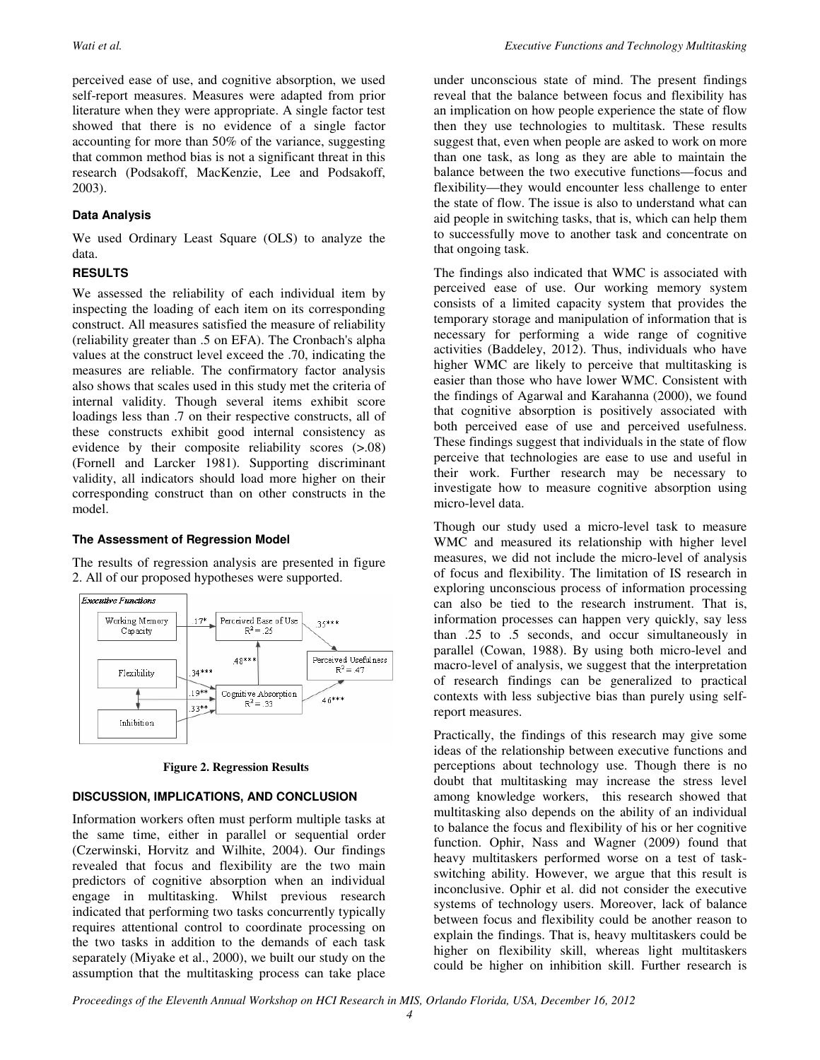perceived ease of use, and cognitive absorption, we used self-report measures. Measures were adapted from prior literature when they were appropriate. A single factor test showed that there is no evidence of a single factor accounting for more than 50% of the variance, suggesting that common method bias is not a significant threat in this research (Podsakoff, MacKenzie, Lee and Podsakoff, 2003).

### Data Analysis

We used Ordinary Least Square (OLS) to analyze the data.

## RESULTS

We assessed the reliability of each individual item by inspecting the loading of each item on its corresponding construct. All measures satisfied the measure of reliability (reliability greater than .5 on EFA). The Cronbach's alpha values at the construct level exceed the .70, indicating the measures are reliable. The confirmatory factor analysis also shows that scales used in this study met the criteria of internal validity. Though several items exhibit score loadings less than .7 on their respective constructs, all of these constructs exhibit good internal consistency as evidence by their composite reliability scores (>.08) (Fornell and Larcker 1981). Supporting discriminant validity, all indicators should load more higher on their corresponding construct than on other constructs in the model.

### The Assessment of Regression Model

The results of regression analysis are presented in figure 2. All of our proposed hypotheses were supported.

**Figure 2. Regression Results**

## DISCUSSION, IMPLICATIONS, AND CONCLUSION

Information workers often must perform multiple tasks at the same time, either in parallel or sequential order (Czerwinski, Horvitz and Wilhite, 2004). Our findings revealed that focus and flexibility are the two main predictors of cognitive absorption when an individual engage in multitasking. Whilst previous research indicated that performing two tasks concurrently typically requires attentional control to coordinate processing on the two tasks in addition to the demands of each task separately (Miyake et al., 2000), we built our study on the assumption that the multitasking process can take place under unconscious state of mind. The present findings reveal that the balance between focus and flexibility has an implication on how people experience the state of flow then they use technologies to multitask. These results suggest that, even when people are asked to work on more than one task, as long as they are able to maintain the balance between the two executive functions—focus and flexibility—they would encounter less challenge to enter the state of flow. The issue is also to understand what can aid people in switching tasks, that is, which can help them to successfully move to another task and concentrate on that ongoing task.

The findings also indicated that WMC is associated with perceived ease of use. Our working memory system consists of a limited capacity system that provides the temporary storage and manipulation of information that is necessary for performing a wide range of cognitive activities (Baddeley, 2012). Thus, individuals who have higher WMC are likely to perceive that multitasking is easier than those who have lower WMC. Consistent with the findings of Agarwal and Karahanna (2000), we found that cognitive absorption is positively associated with both perceived ease of use and perceived usefulness. These findings suggest that individuals in the state of flow perceive that technologies are ease to use and useful in their work. Further research may be necessary to investigate how to measure cognitive absorption using micro-level data.

Though our study used a micro-level task to measure WMC and measured its relationship with higher level measures, we did not include the micro-level of analysis of focus and flexibility. The limitation of IS research in exploring unconscious process of information processing can also be tied to the research instrument. That is, information processes can happen very quickly, say less than .25 to .5 seconds, and occur simultaneously in parallel (Cowan, 1988). By using both micro-level and macro-level of analysis, we suggest that the interpretation of research findings can be generalized to practical contexts with less subjective bias than purely using self-report measures.

Practically, the findings of this research may give some ideas of the relationship between executive functions and perceptions about technology use. Though there is no doubt that multitasking may increase the stress level among knowledge workers, this research showed that multitasking also depends on the ability of an individual to balance the focus and flexibility of his or her cognitive function. Ophir, Nass and Wagner (2009) found that heavy multitaskers performed worse on a test of task-switching ability. However, we argue that this result is inconclusive. Ophir et al. did not consider the executive systems of technology users. Moreover, lack of balance between focus and flexibility could be another reason to explain the findings. That is, heavy multitaskers could be higher on flexibility skill, whereas light multitaskers could be higher on inhibition skill. Further research is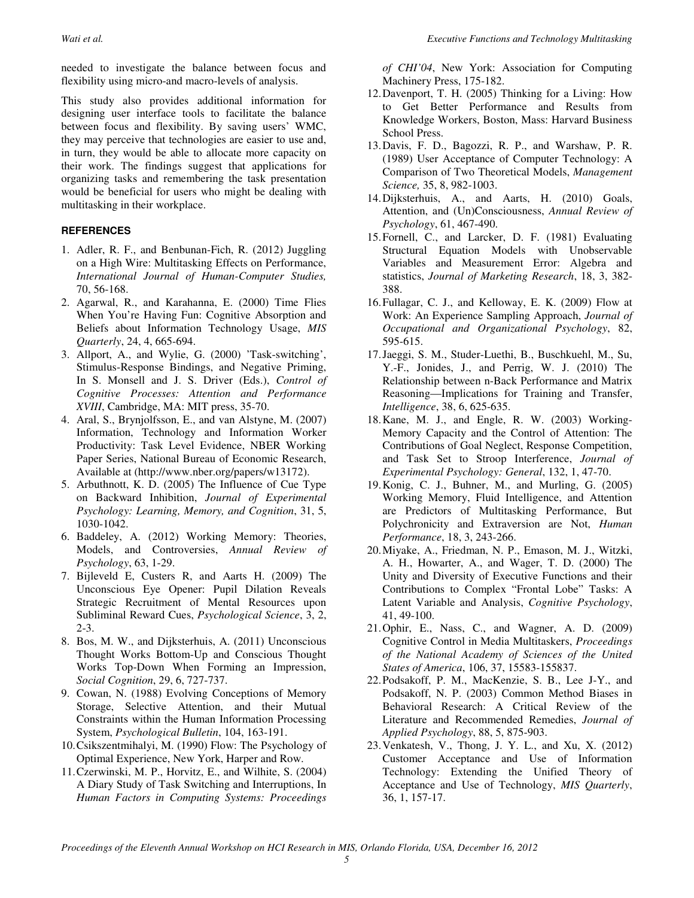needed to investigate the balance between focus and flexibility using micro-and macro-levels of analysis.

This study also provides additional information for designing user interface tools to facilitate the balance between focus and flexibility. By saving users' WMC, they may perceive that technologies are easier to use and, in turn, they would be able to allocate more capacity on their work. The findings suggest that applications for organizing tasks and remembering the task presentation would be beneficial for users who might be dealing with multitasking in their workplace.

## REFERENCES

1. Adler, R. F., and Benbunan-Fich, R. (2012) Juggling on a High Wire: Multitasking Effects on Performance, *International Journal of Human-Computer Studies,* 70, 56-168.
2. Agarwal, R., and Karahanna, E. (2000) Time Flies When You're Having Fun: Cognitive Absorption and Beliefs about Information Technology Usage, *MIS Quarterly*, 24, 4, 665-694.
3. Allport, A., and Wylie, G. (2000) 'Task-switching', Stimulus-Response Bindings, and Negative Priming, In S. Monsell and J. S. Driver (Eds.), *Control of Cognitive Processes: Attention and Performance XVIII*, Cambridge, MA: MIT press, 35-70.
4. Aral, S., Brynjolfsson, E., and van Alstyne, M. (2007) Information, Technology and Information Worker Productivity: Task Level Evidence, NBER Working Paper Series, National Bureau of Economic Research, Available at (http://www.nber.org/papers/w13172).
5. Arbuthnott, K. D. (2005) The Influence of Cue Type on Backward Inhibition, *Journal of Experimental Psychology: Learning, Memory, and Cognition*, 31, 5, 1030-1042.
6. Baddeley, A. (2012) Working Memory: Theories, Models, and Controversies, *Annual Review of Psychology*, 63, 1-29.
7. Bijleveld E, Custers R, and Aarts H. (2009) The Unconscious Eye Opener: Pupil Dilation Reveals Strategic Recruitment of Mental Resources upon Subliminal Reward Cues, *Psychological Science*, 3, 2, 2-3.
8. Bos, M. W., and Dijksterhuis, A. (2011) Unconscious Thought Works Bottom-Up and Conscious Thought Works Top-Down When Forming an Impression, *Social Cognition*, 29, 6, 727-737.
9. Cowan, N. (1988) Evolving Conceptions of Memory Storage, Selective Attention, and their Mutual Constraints within the Human Information Processing System, *Psychological Bulletin*, 104, 163-191.
10. Csikszentmihalyi, M. (1990) Flow: The Psychology of Optimal Experience, New York, Harper and Row.
11. Czerwinski, M. P., Horvitz, E., and Wilhite, S. (2004) A Diary Study of Task Switching and Interruptions, In *Human Factors in Computing Systems: Proceedings of CHI'04*, New York: Association for Computing Machinery Press, 175-182.
12. Davenport, T. H. (2005) Thinking for a Living: How to Get Better Performance and Results from Knowledge Workers, Boston, Mass: Harvard Business School Press.
13. Davis, F. D., Bagozzi, R. P., and Warshaw, P. R. (1989) User Acceptance of Computer Technology: A Comparison of Two Theoretical Models, *Management Science,* 35, 8, 982-1003.
14. Dijksterhuis, A., and Aarts, H. (2010) Goals, Attention, and (Un)Consciousness, *Annual Review of Psychology*, 61, 467-490.
15. Fornell, C., and Larcker, D. F. (1981) Evaluating Structural Equation Models with Unobservable Variables and Measurement Error: Algebra and statistics, *Journal of Marketing Research*, 18, 3, 382-388.
16. Fullagar, C. J., and Kelloway, E. K. (2009) Flow at Work: An Experience Sampling Approach, *Journal of Occupational and Organizational Psychology*, 82, 595-615.
17. Jaeggi, S. M., Studer-Luethi, B., Buschkuehl, M., Su, Y.-F., Jonides, J., and Perrig, W. J. (2010) The Relationship between n-Back Performance and Matrix Reasoning—Implications for Training and Transfer, *Intelligence*, 38, 6, 625-635.
18. Kane, M. J., and Engle, R. W. (2003) Working-Memory Capacity and the Control of Attention: The Contributions of Goal Neglect, Response Competition, and Task Set to Stroop Interference, *Journal of Experimental Psychology: General*, 132, 1, 47-70.
19. Konig, C. J., Buhner, M., and Murling, G. (2005) Working Memory, Fluid Intelligence, and Attention are Predictors of Multitasking Performance, But Polychronicity and Extraversion are Not, *Human Performance*, 18, 3, 243-266.
20. Miyake, A., Friedman, N. P., Emason, M. J., Witzki, A. H., Howarter, A., and Wager, T. D. (2000) The Unity and Diversity of Executive Functions and their Contributions to Complex "Frontal Lobe" Tasks: A Latent Variable and Analysis, *Cognitive Psychology*, 41, 49-100.
21. Ophir, E., Nass, C., and Wagner, A. D. (2009) Cognitive Control in Media Multitaskers, *Proceedings of the National Academy of Sciences of the United States of America*, 106, 37, 15583-155837.
22. Podsakoff, P. M., MacKenzie, S. B., Lee J-Y., and Podsakoff, N. P. (2003) Common Method Biases in Behavioral Research: A Critical Review of the Literature and Recommended Remedies, *Journal of Applied Psychology*, 88, 5, 875-903.
23. Venkatesh, V., Thong, J. Y. L., and Xu, X. (2012) Customer Acceptance and Use of Information Technology: Extending the Unified Theory of Acceptance and Use of Technology, *MIS Quarterly*, 36, 1, 157-17.